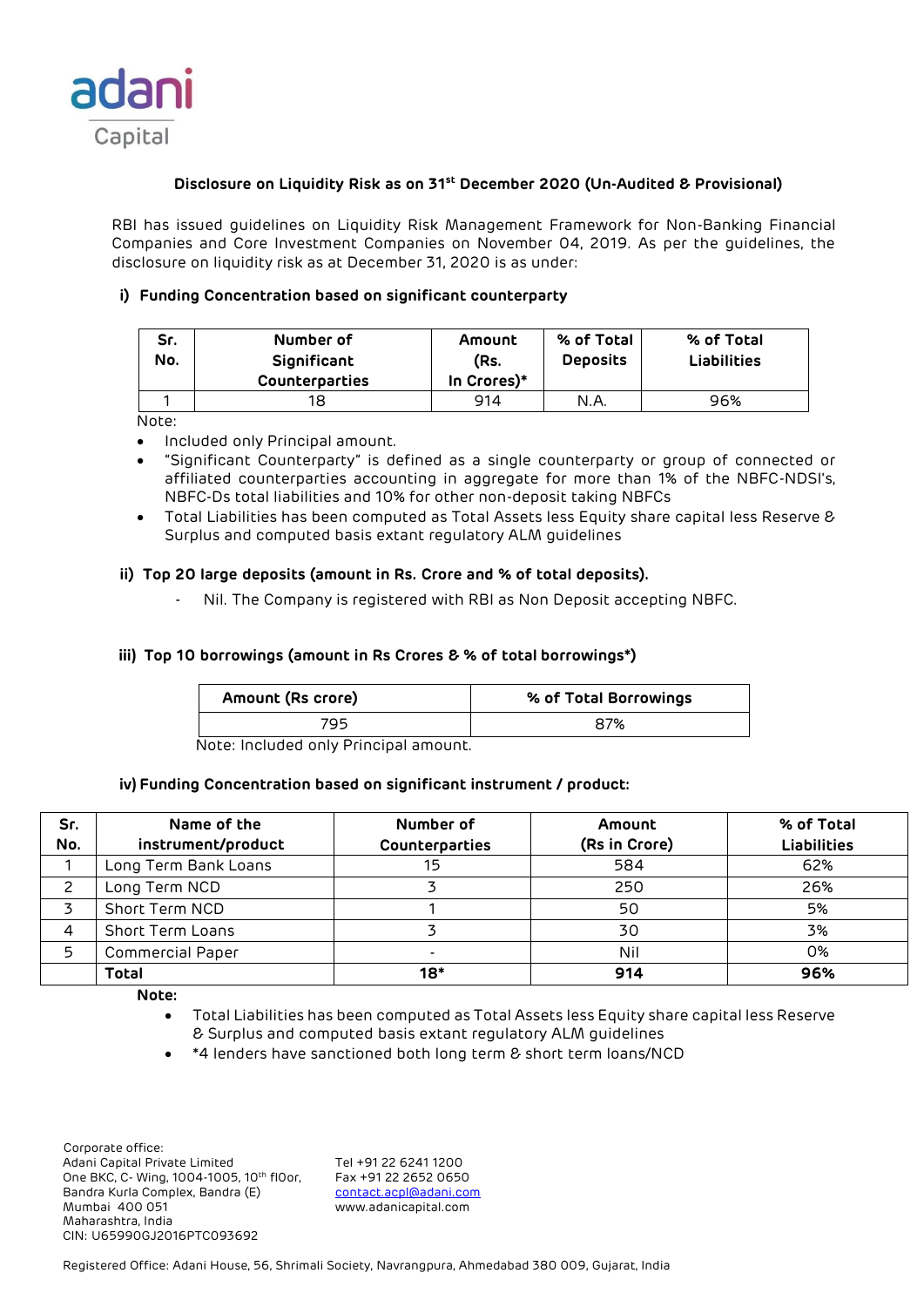adani
Capital

## Disclosure on Liquidity Risk as on 31st December 2020 (Un-Audited & Provisional)

RBI has issued guidelines on Liquidity Risk Management Framework for Non-Banking Financial Companies and Core Investment Companies on November 04, 2019. As per the guidelines, the disclosure on liquidity risk as at December 31, 2020 is as under:

### i) Funding Concentration based on significant counterparty

| Sr. No. | Number of Significant Counterparties | Amount (Rs. In Crores)* | % of Total Deposits | % of Total Liabilities |
|---|---|---|---|---|
| 1 | 18 | 914 | N.A. | 96% |

Note:

- Included only Principal amount.
- "Significant Counterparty" is defined as a single counterparty or group of connected or affiliated counterparties accounting in aggregate for more than 1% of the NBFC-NDSI's, NBFC-Ds total liabilities and 10% for other non-deposit taking NBFCs
- Total Liabilities has been computed as Total Assets less Equity share capital less Reserve & Surplus and computed basis extant regulatory ALM guidelines

### ii) Top 20 large deposits (amount in Rs. Crore and % of total deposits).

- Nil. The Company is registered with RBI as Non Deposit accepting NBFC.

### iii) Top 10 borrowings (amount in Rs Crores & % of total borrowings*)

| Amount (Rs crore) | % of Total Borrowings |
|---|---|
| 795 | 87% |

Note: Included only Principal amount.

### iv) Funding Concentration based on significant instrument / product:

| Sr. No. | Name of the instrument/product | Number of Counterparties | Amount (Rs in Crore) | % of Total Liabilities |
|---|---|---|---|---|
| 1 | Long Term Bank Loans | 15 | 584 | 62% |
| 2 | Long Term NCD | 3 | 250 | 26% |
| 3 | Short Term NCD | 1 | 50 | 5% |
| 4 | Short Term Loans | 3 | 30 | 3% |
| 5 | Commercial Paper | - | Nil | 0% |
| | **Total** | **18*** | **914** | **96%** |

**Note:**

- Total Liabilities has been computed as Total Assets less Equity share capital less Reserve & Surplus and computed basis extant regulatory ALM guidelines
- *4 lenders have sanctioned both long term & short term loans/NCD

Corporate office:
Adani Capital Private Limited
One BKC, C- Wing, 1004-1005, 10th flOor,
Bandra Kurla Complex, Bandra (E)
Mumbai 400 051
Maharashtra, India
CIN: U65990GJ2016PTC093692

Tel +91 22 6241 1200
Fax +91 22 2652 0650
contact.acpl@adani.com
www.adanicapital.com

Registered Office: Adani House, 56, Shrimali Society, Navrangpura, Ahmedabad 380 009, Gujarat, India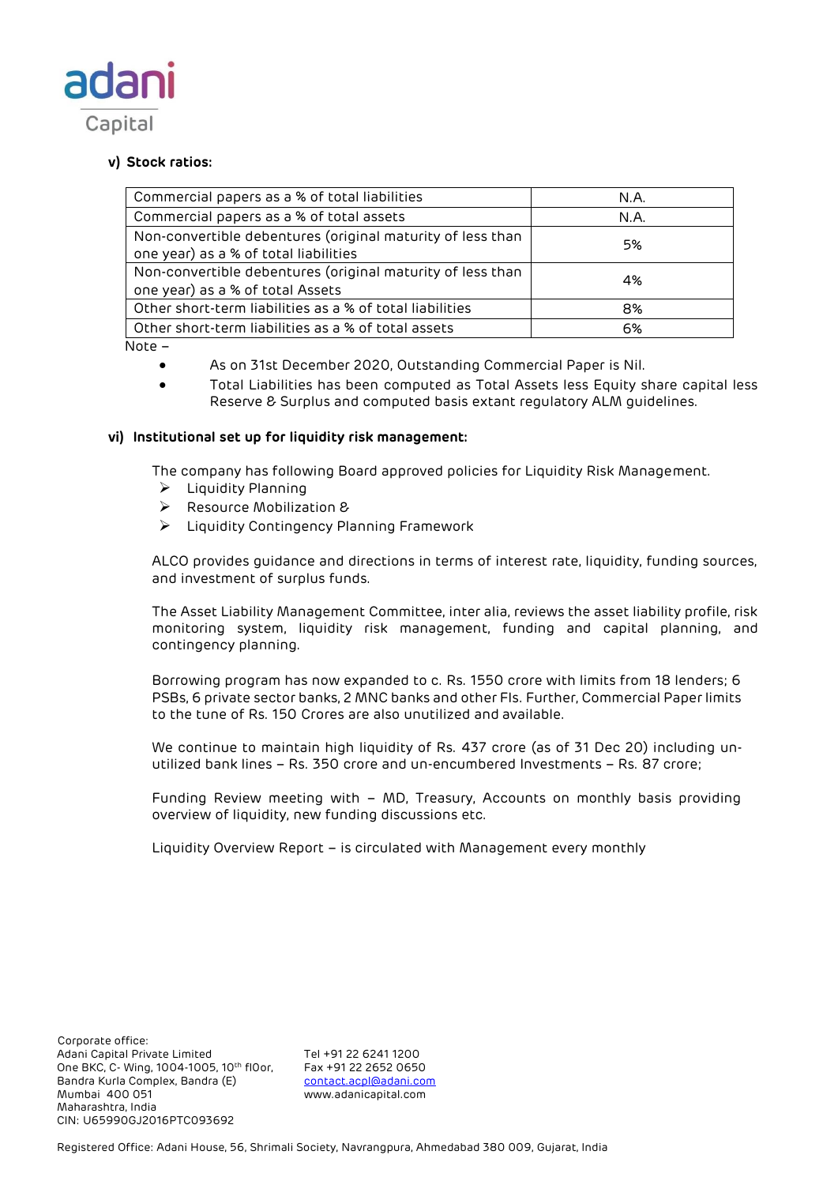**v) Stock ratios:**

| | |
|---|---|
| Commercial papers as a % of total liabilities | N.A. |
| Commercial papers as a % of total assets | N.A. |
| Non-convertible debentures (original maturity of less than one year) as a % of total liabilities | 5% |
| Non-convertible debentures (original maturity of less than one year) as a % of total Assets | 4% |
| Other short-term liabilities as a % of total liabilities | 8% |
| Other short-term liabilities as a % of total assets | 6% |

Note –

- As on 31st December 2020, Outstanding Commercial Paper is Nil.
- Total Liabilities has been computed as Total Assets less Equity share capital less Reserve & Surplus and computed basis extant regulatory ALM guidelines.

**vi) Institutional set up for liquidity risk management:**

The company has following Board approved policies for Liquidity Risk Management.

- Liquidity Planning
- Resource Mobilization &
- Liquidity Contingency Planning Framework

ALCO provides guidance and directions in terms of interest rate, liquidity, funding sources, and investment of surplus funds.

The Asset Liability Management Committee, inter alia, reviews the asset liability profile, risk monitoring system, liquidity risk management, funding and capital planning, and contingency planning.

Borrowing program has now expanded to c. Rs. 1550 crore with limits from 18 lenders; 6 PSBs, 6 private sector banks, 2 MNC banks and other FIs. Further, Commercial Paper limits to the tune of Rs. 150 Crores are also unutilized and available.

We continue to maintain high liquidity of Rs. 437 crore (as of 31 Dec 20) including un-utilized bank lines – Rs. 350 crore and un-encumbered Investments – Rs. 87 crore;

Funding Review meeting with – MD, Treasury, Accounts on monthly basis providing overview of liquidity, new funding discussions etc.

Liquidity Overview Report – is circulated with Management every monthly